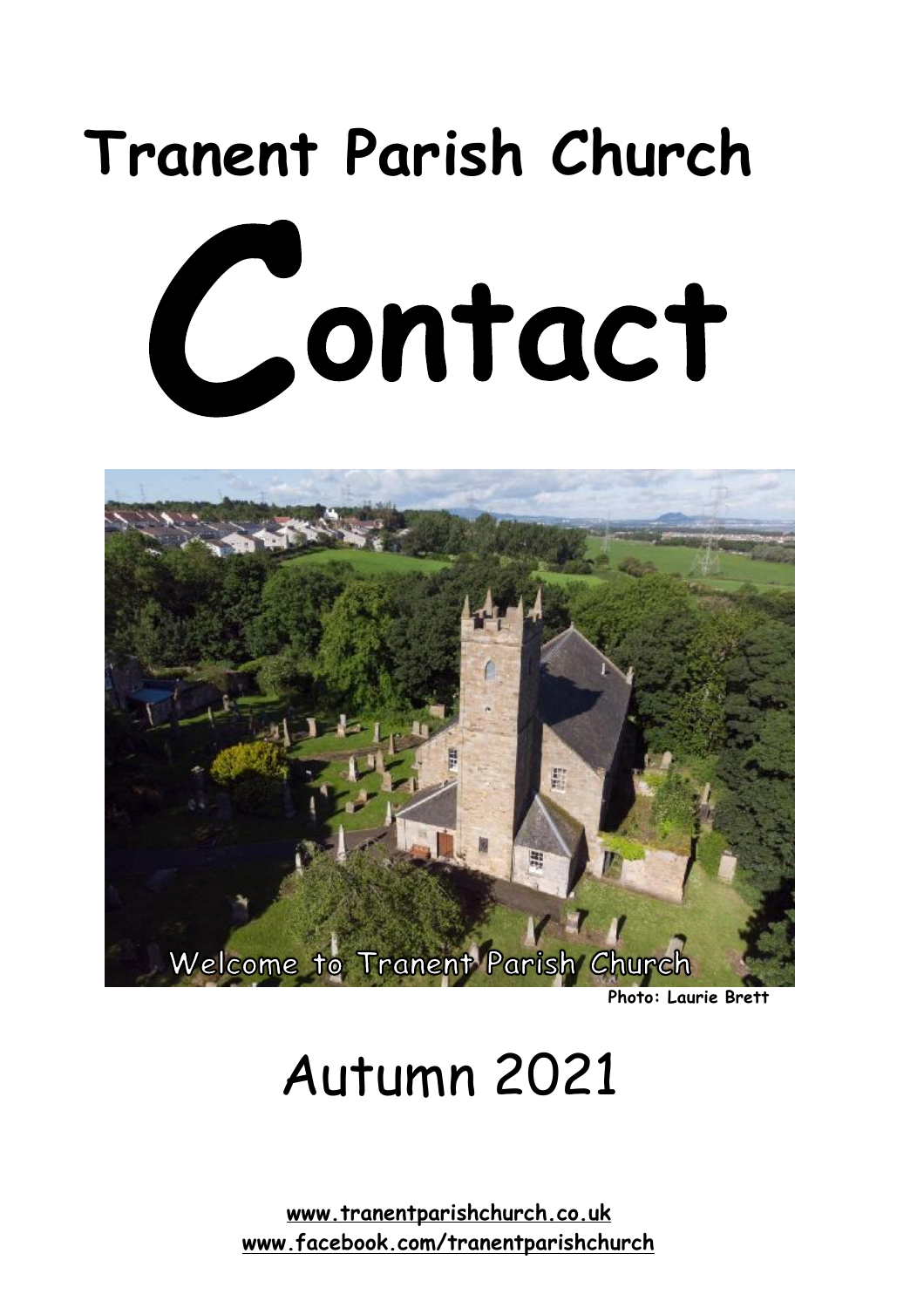# Tranent Parish Church

# Contact

Welcome to Tranent Parish Church

**Photo: Laurie Brett**

## Autumn 2021

**www.tranentparishchurch.co.uk**
**www.facebook.com/tranentparishchurch**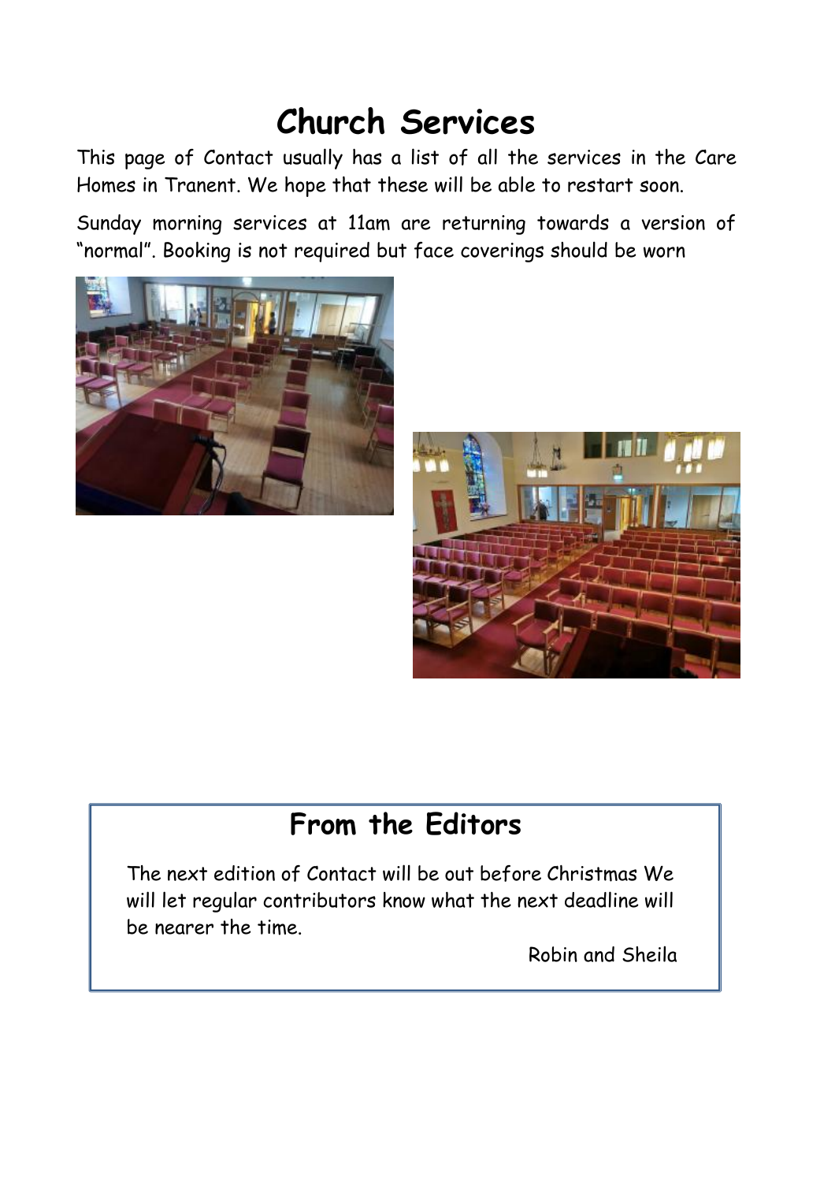# Church Services

This page of Contact usually has a list of all the services in the Care Homes in Tranent. We hope that these will be able to restart soon.

Sunday morning services at 11am are returning towards a version of "normal". Booking is not required but face coverings should be worn

## From the Editors

The next edition of Contact will be out before Christmas We will let regular contributors know what the next deadline will be nearer the time.

Robin and Sheila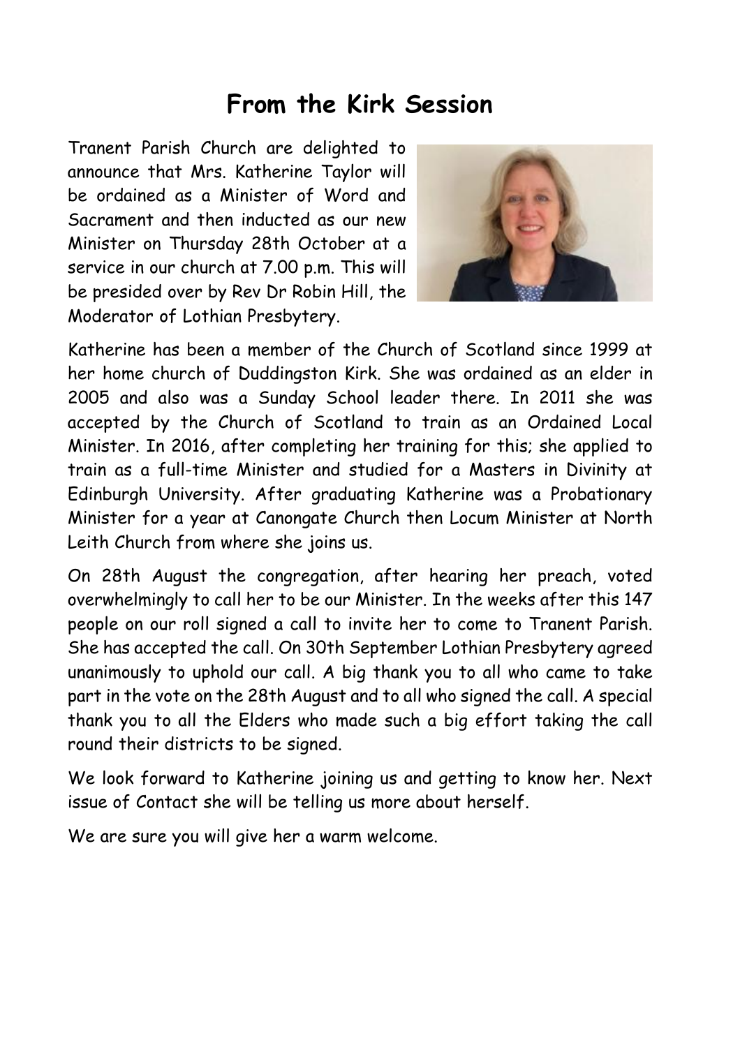# From the Kirk Session

Tranent Parish Church are delighted to announce that Mrs. Katherine Taylor will be ordained as a Minister of Word and Sacrament and then inducted as our new Minister on Thursday 28th October at a service in our church at 7.00 p.m. This will be presided over by Rev Dr Robin Hill, the Moderator of Lothian Presbytery.

Katherine has been a member of the Church of Scotland since 1999 at her home church of Duddingston Kirk. She was ordained as an elder in 2005 and also was a Sunday School leader there. In 2011 she was accepted by the Church of Scotland to train as an Ordained Local Minister. In 2016, after completing her training for this; she applied to train as a full-time Minister and studied for a Masters in Divinity at Edinburgh University. After graduating Katherine was a Probationary Minister for a year at Canongate Church then Locum Minister at North Leith Church from where she joins us.

On 28th August the congregation, after hearing her preach, voted overwhelmingly to call her to be our Minister. In the weeks after this 147 people on our roll signed a call to invite her to come to Tranent Parish. She has accepted the call. On 30th September Lothian Presbytery agreed unanimously to uphold our call. A big thank you to all who came to take part in the vote on the 28th August and to all who signed the call. A special thank you to all the Elders who made such a big effort taking the call round their districts to be signed.

We look forward to Katherine joining us and getting to know her. Next issue of Contact she will be telling us more about herself.

We are sure you will give her a warm welcome.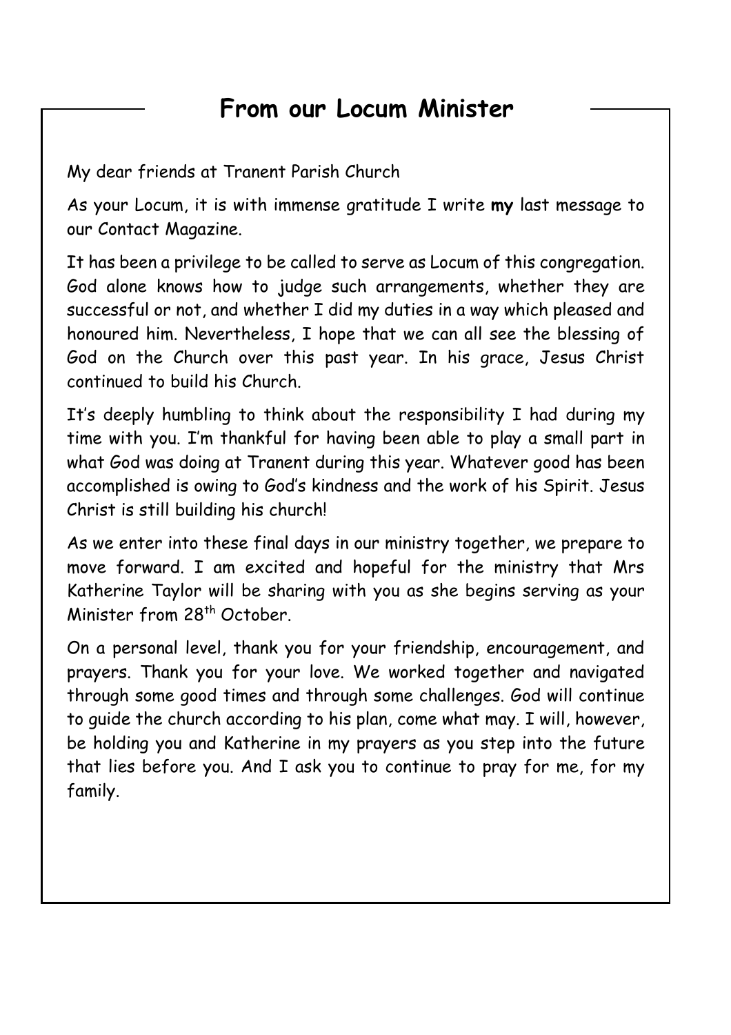## From our Locum Minister

My dear friends at Tranent Parish Church

As your Locum, it is with immense gratitude I write **my** last message to our Contact Magazine.

It has been a privilege to be called to serve as Locum of this congregation. God alone knows how to judge such arrangements, whether they are successful or not, and whether I did my duties in a way which pleased and honoured him. Nevertheless, I hope that we can all see the blessing of God on the Church over this past year. In his grace, Jesus Christ continued to build his Church.

It's deeply humbling to think about the responsibility I had during my time with you. I'm thankful for having been able to play a small part in what God was doing at Tranent during this year. Whatever good has been accomplished is owing to God's kindness and the work of his Spirit. Jesus Christ is still building his church!

As we enter into these final days in our ministry together, we prepare to move forward. I am excited and hopeful for the ministry that Mrs Katherine Taylor will be sharing with you as she begins serving as your Minister from 28th October.

On a personal level, thank you for your friendship, encouragement, and prayers. Thank you for your love. We worked together and navigated through some good times and through some challenges. God will continue to guide the church according to his plan, come what may. I will, however, be holding you and Katherine in my prayers as you step into the future that lies before you. And I ask you to continue to pray for me, for my family.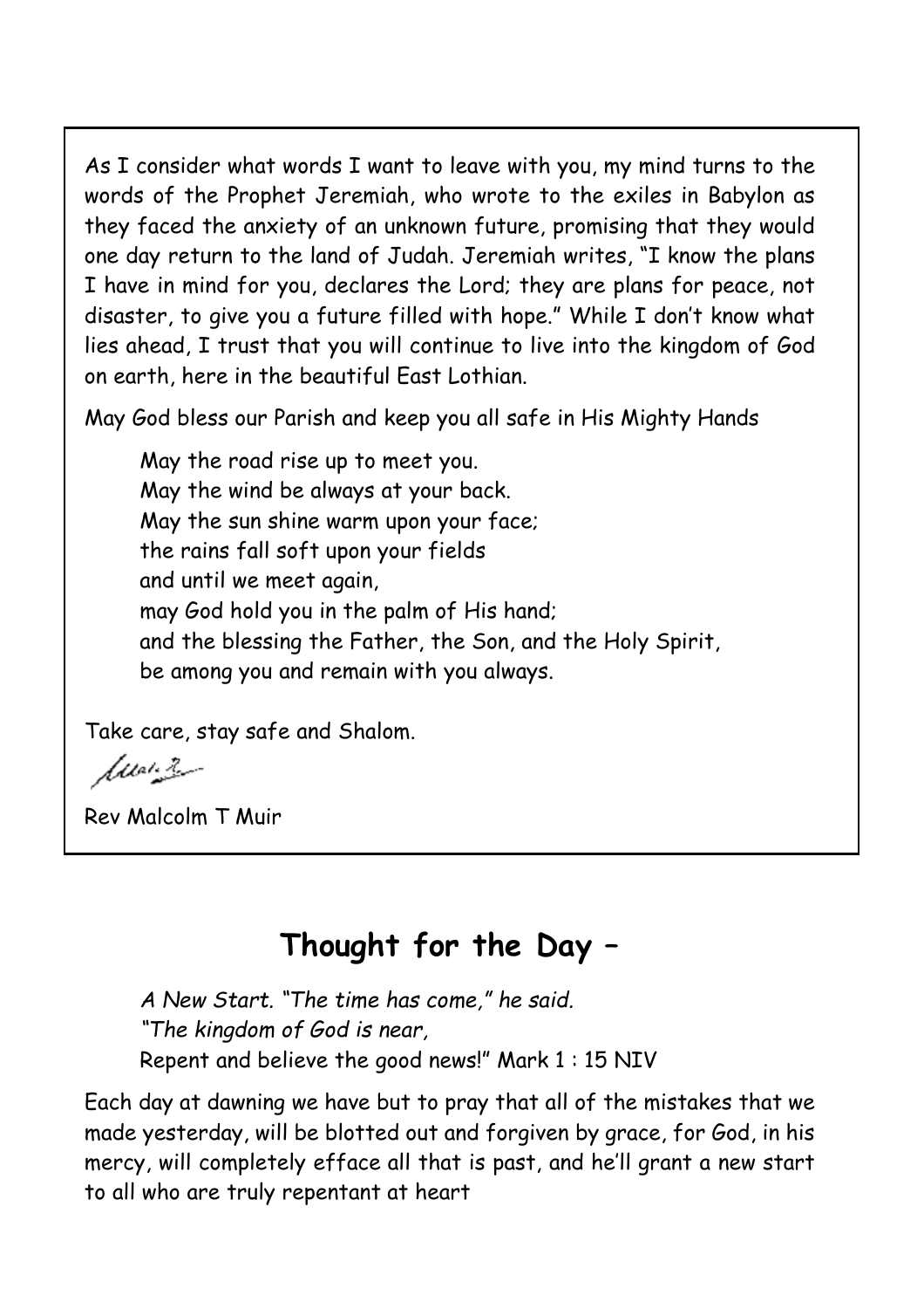As I consider what words I want to leave with you, my mind turns to the words of the Prophet Jeremiah, who wrote to the exiles in Babylon as they faced the anxiety of an unknown future, promising that they would one day return to the land of Judah. Jeremiah writes, "I know the plans I have in mind for you, declares the Lord; they are plans for peace, not disaster, to give you a future filled with hope." While I don't know what lies ahead, I trust that you will continue to live into the kingdom of God on earth, here in the beautiful East Lothian.

May God bless our Parish and keep you all safe in His Mighty Hands

> May the road rise up to meet you.
> May the wind be always at your back.
> May the sun shine warm upon your face;
> the rains fall soft upon your fields
> and until we meet again,
> may God hold you in the palm of His hand;
> and the blessing the Father, the Son, and the Holy Spirit,
> be among you and remain with you always.

Take care, stay safe and Shalom.

Rev Malcolm T Muir

## Thought for the Day –

> *A New Start. "The time has come," he said.*
> *"The kingdom of God is near,*
> Repent and believe the good news!" Mark 1 : 15 NIV

Each day at dawning we have but to pray that all of the mistakes that we made yesterday, will be blotted out and forgiven by grace, for God, in his mercy, will completely efface all that is past, and he'll grant a new start to all who are truly repentant at heart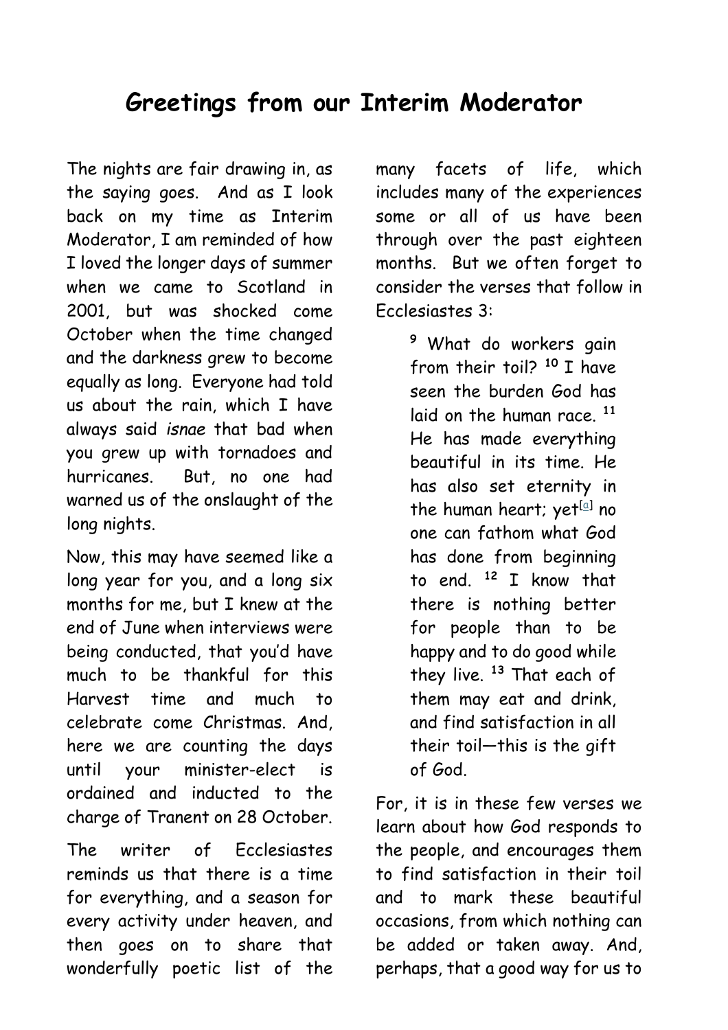# Greetings from our Interim Moderator

The nights are fair drawing in, as the saying goes. And as I look back on my time as Interim Moderator, I am reminded of how I loved the longer days of summer when we came to Scotland in 2001, but was shocked come October when the time changed and the darkness grew to become equally as long. Everyone had told us about the rain, which I have always said *isnae* that bad when you grew up with tornadoes and hurricanes. But, no one had warned us of the onslaught of the long nights.

Now, this may have seemed like a long year for you, and a long six months for me, but I knew at the end of June when interviews were being conducted, that you'd have much to be thankful for this Harvest time and much to celebrate come Christmas. And, here we are counting the days until your minister-elect is ordained and inducted to the charge of Tranent on 28 October.

The writer of Ecclesiastes reminds us that there is a time for everything, and a season for every activity under heaven, and then goes on to share that wonderfully poetic list of the many facets of life, which includes many of the experiences some or all of us have been through over the past eighteen months. But we often forget to consider the verses that follow in Ecclesiastes 3:

> [9] What do workers gain from their toil? [10] I have seen the burden God has laid on the human race. [11] He has made everything beautiful in its time. He has also set eternity in the human heart; yet[a] no one can fathom what God has done from beginning to end. [12] I know that there is nothing better for people than to be happy and to do good while they live. [13] That each of them may eat and drink, and find satisfaction in all their toil—this is the gift of God.

For, it is in these few verses we learn about how God responds to the people, and encourages them to find satisfaction in their toil and to mark these beautiful occasions, from which nothing can be added or taken away. And, perhaps, that a good way for us to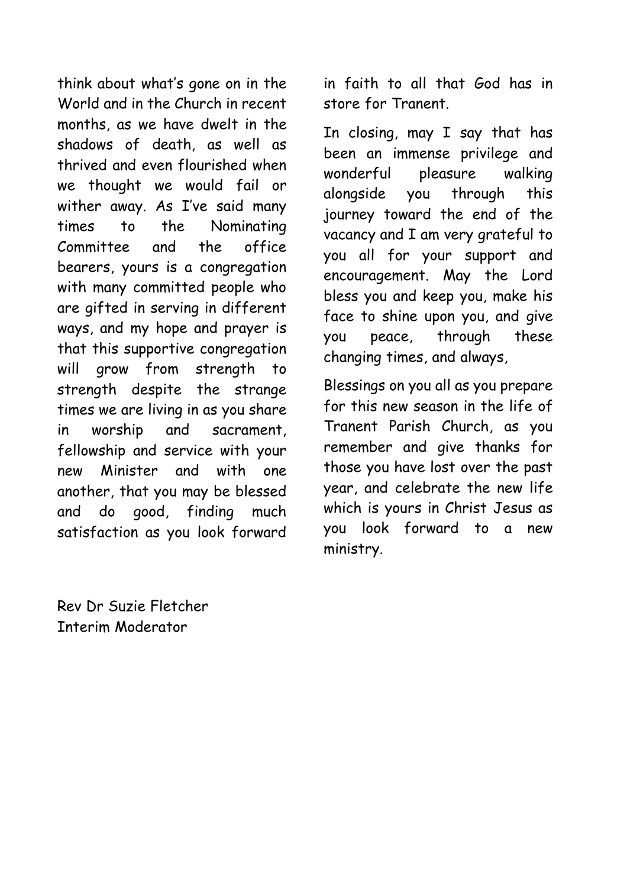think about what's gone on in the World and in the Church in recent months, as we have dwelt in the shadows of death, as well as thrived and even flourished when we thought we would fail or wither away. As I've said many times to the Nominating Committee and the office bearers, yours is a congregation with many committed people who are gifted in serving in different ways, and my hope and prayer is that this supportive congregation will grow from strength to strength despite the strange times we are living in as you share in worship and sacrament, fellowship and service with your new Minister and with one another, that you may be blessed and do good, finding much satisfaction as you look forward in faith to all that God has in store for Tranent.

In closing, may I say that has been an immense privilege and wonderful pleasure walking alongside you through this journey toward the end of the vacancy and I am very grateful to you all for your support and encouragement. May the Lord bless you and keep you, make his face to shine upon you, and give you peace, through these changing times, and always,

Blessings on you all as you prepare for this new season in the life of Tranent Parish Church, as you remember and give thanks for those you have lost over the past year, and celebrate the new life which is yours in Christ Jesus as you look forward to a new ministry.

Rev Dr Suzie Fletcher
Interim Moderator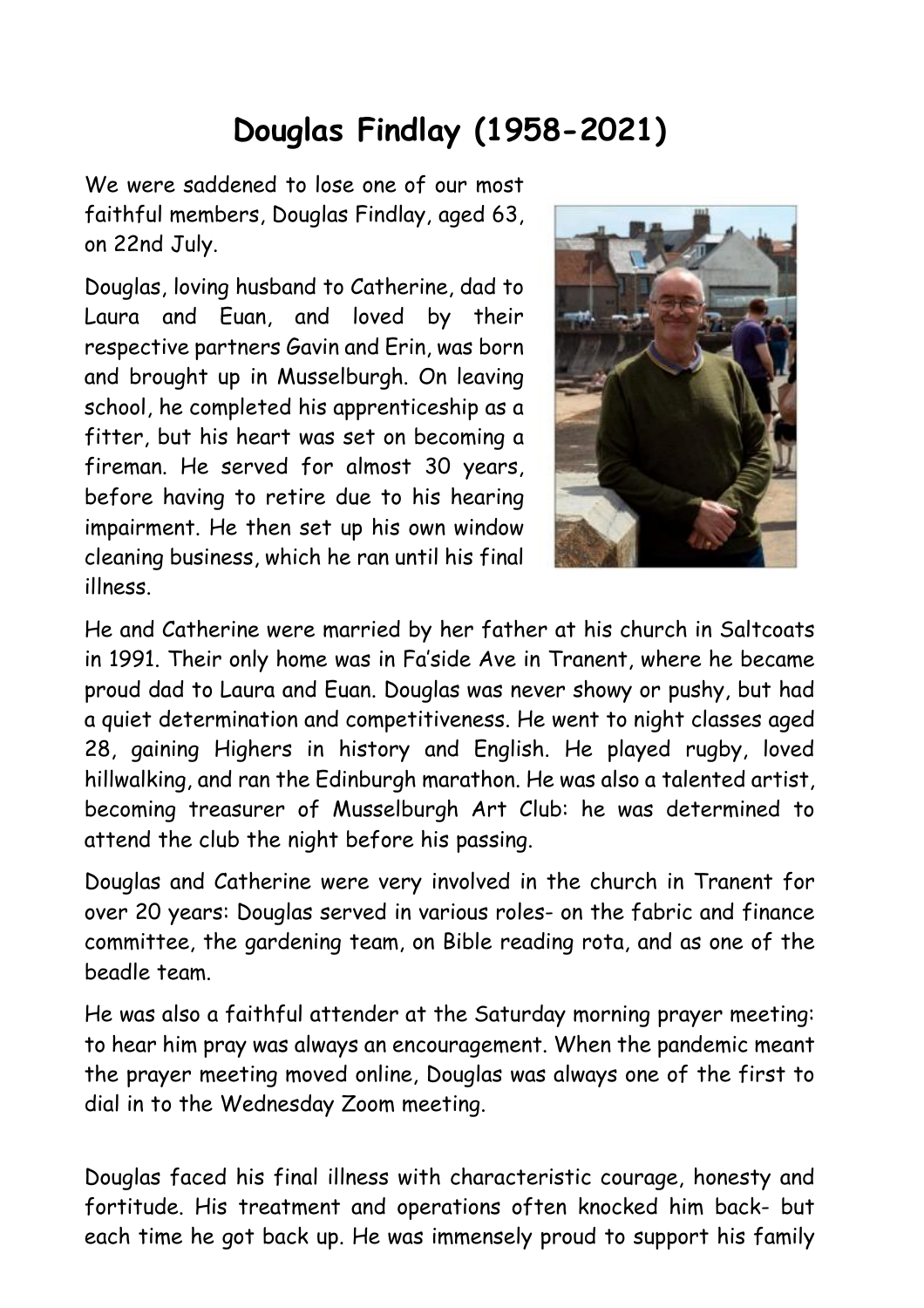# Douglas Findlay (1958-2021)

We were saddened to lose one of our most faithful members, Douglas Findlay, aged 63, on 22nd July.

Douglas, loving husband to Catherine, dad to Laura and Euan, and loved by their respective partners Gavin and Erin, was born and brought up in Musselburgh. On leaving school, he completed his apprenticeship as a fitter, but his heart was set on becoming a fireman. He served for almost 30 years, before having to retire due to his hearing impairment. He then set up his own window cleaning business, which he ran until his final illness.

He and Catherine were married by her father at his church in Saltcoats in 1991. Their only home was in Fa'side Ave in Tranent, where he became proud dad to Laura and Euan. Douglas was never showy or pushy, but had a quiet determination and competitiveness. He went to night classes aged 28, gaining Highers in history and English. He played rugby, loved hillwalking, and ran the Edinburgh marathon. He was also a talented artist, becoming treasurer of Musselburgh Art Club: he was determined to attend the club the night before his passing.

Douglas and Catherine were very involved in the church in Tranent for over 20 years: Douglas served in various roles- on the fabric and finance committee, the gardening team, on Bible reading rota, and as one of the beadle team.

He was also a faithful attender at the Saturday morning prayer meeting: to hear him pray was always an encouragement. When the pandemic meant the prayer meeting moved online, Douglas was always one of the first to dial in to the Wednesday Zoom meeting.

Douglas faced his final illness with characteristic courage, honesty and fortitude. His treatment and operations often knocked him back- but each time he got back up. He was immensely proud to support his family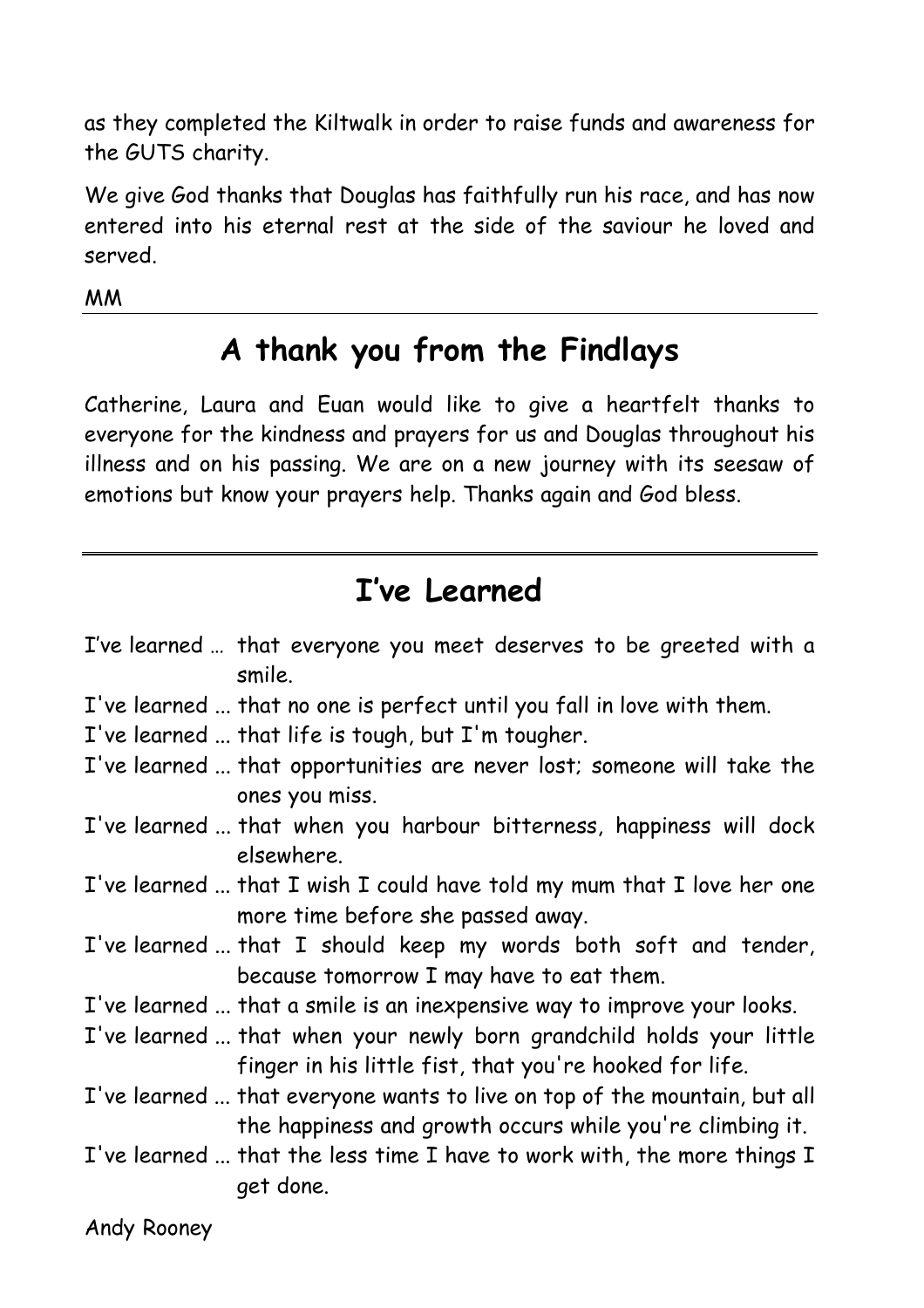as they completed the Kiltwalk in order to raise funds and awareness for the GUTS charity.

We give God thanks that Douglas has faithfully run his race, and has now entered into his eternal rest at the side of the saviour he loved and served.

MM

---

## A thank you from the Findlays

Catherine, Laura and Euan would like to give a heartfelt thanks to everyone for the kindness and prayers for us and Douglas throughout his illness and on his passing. We are on a new journey with its seesaw of emotions but know your prayers help. Thanks again and God bless.

---

## I've Learned

I've learned … that everyone you meet deserves to be greeted with a smile.

I've learned ... that no one is perfect until you fall in love with them.

I've learned ... that life is tough, but I'm tougher.

I've learned ... that opportunities are never lost; someone will take the ones you miss.

I've learned ... that when you harbour bitterness, happiness will dock elsewhere.

I've learned ... that I wish I could have told my mum that I love her one more time before she passed away.

I've learned ... that I should keep my words both soft and tender, because tomorrow I may have to eat them.

I've learned ... that a smile is an inexpensive way to improve your looks.

I've learned ... that when your newly born grandchild holds your little finger in his little fist, that you're hooked for life.

I've learned ... that everyone wants to live on top of the mountain, but all the happiness and growth occurs while you're climbing it.

I've learned ... that the less time I have to work with, the more things I get done.

Andy Rooney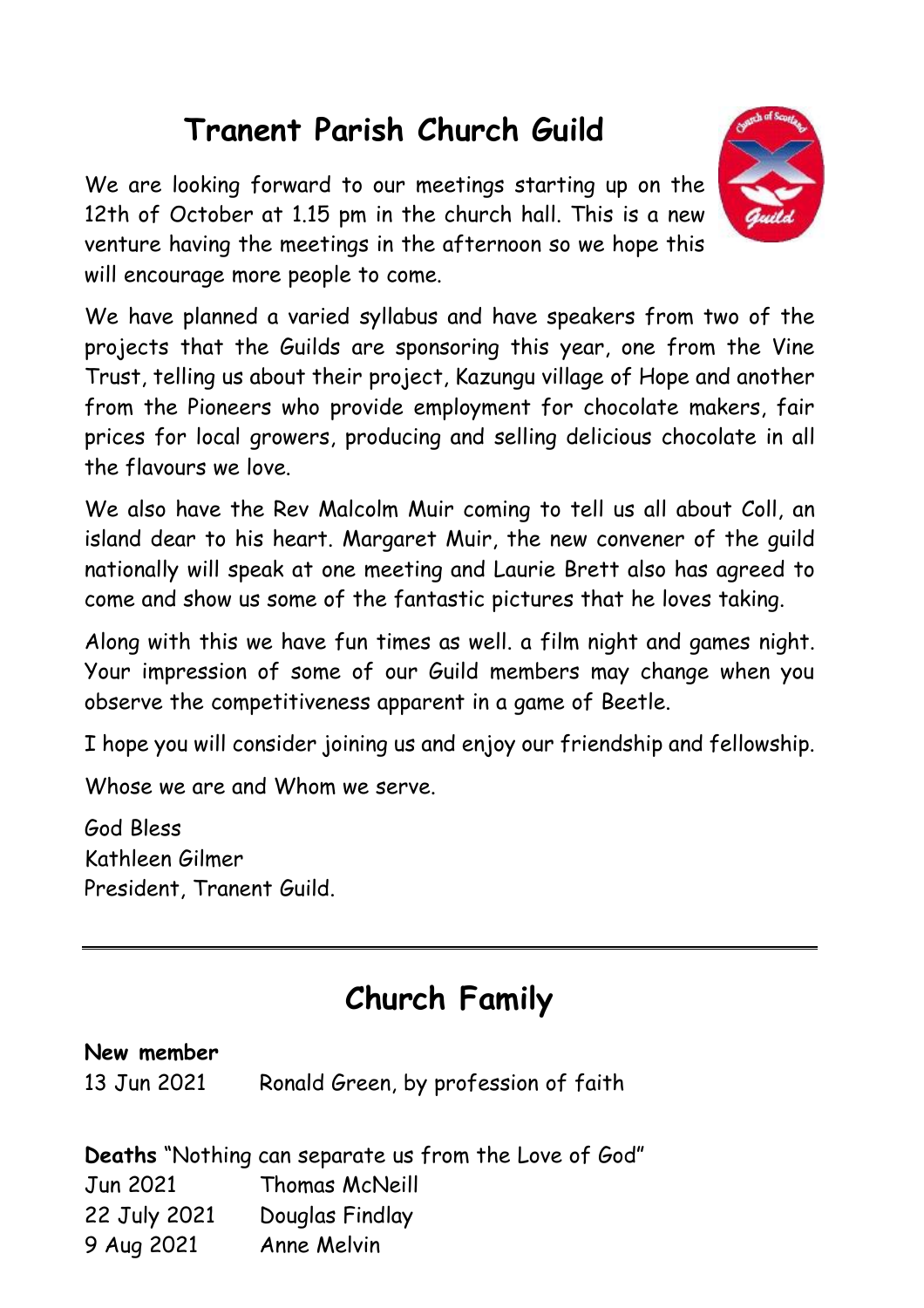## Tranent Parish Church Guild

We are looking forward to our meetings starting up on the 12th of October at 1.15 pm in the church hall. This is a new venture having the meetings in the afternoon so we hope this will encourage more people to come.

We have planned a varied syllabus and have speakers from two of the projects that the Guilds are sponsoring this year, one from the Vine Trust, telling us about their project, Kazungu village of Hope and another from the Pioneers who provide employment for chocolate makers, fair prices for local growers, producing and selling delicious chocolate in all the flavours we love.

We also have the Rev Malcolm Muir coming to tell us all about Coll, an island dear to his heart. Margaret Muir, the new convener of the guild nationally will speak at one meeting and Laurie Brett also has agreed to come and show us some of the fantastic pictures that he loves taking.

Along with this we have fun times as well. a film night and games night. Your impression of some of our Guild members may change when you observe the competitiveness apparent in a game of Beetle.

I hope you will consider joining us and enjoy our friendship and fellowship.

Whose we are and Whom we serve.

God Bless
Kathleen Gilmer
President, Tranent Guild.

---

## Church Family

**New member**

13 Jun 2021 Ronald Green, by profession of faith

**Deaths** "Nothing can separate us from the Love of God"

Jun 2021 Thomas McNeill
22 July 2021 Douglas Findlay
9 Aug 2021 Anne Melvin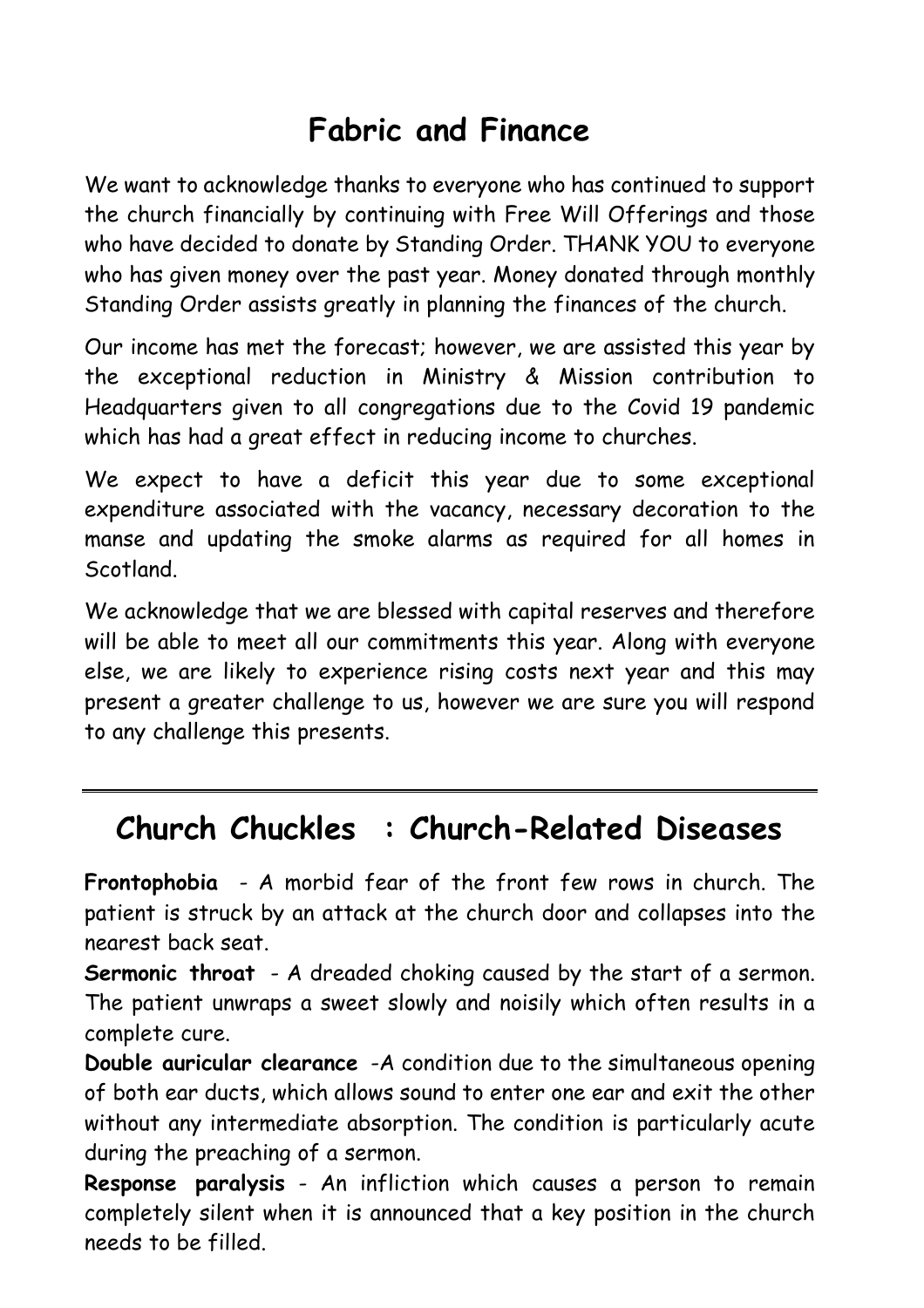## Fabric and Finance

We want to acknowledge thanks to everyone who has continued to support the church financially by continuing with Free Will Offerings and those who have decided to donate by Standing Order. THANK YOU to everyone who has given money over the past year. Money donated through monthly Standing Order assists greatly in planning the finances of the church.

Our income has met the forecast; however, we are assisted this year by the exceptional reduction in Ministry & Mission contribution to Headquarters given to all congregations due to the Covid 19 pandemic which has had a great effect in reducing income to churches.

We expect to have a deficit this year due to some exceptional expenditure associated with the vacancy, necessary decoration to the manse and updating the smoke alarms as required for all homes in Scotland.

We acknowledge that we are blessed with capital reserves and therefore will be able to meet all our commitments this year. Along with everyone else, we are likely to experience rising costs next year and this may present a greater challenge to us, however we are sure you will respond to any challenge this presents.

---

## Church Chuckles : Church-Related Diseases

**Frontophobia** - A morbid fear of the front few rows in church. The patient is struck by an attack at the church door and collapses into the nearest back seat.

**Sermonic throat** - A dreaded choking caused by the start of a sermon. The patient unwraps a sweet slowly and noisily which often results in a complete cure.

**Double auricular clearance** -A condition due to the simultaneous opening of both ear ducts, which allows sound to enter one ear and exit the other without any intermediate absorption. The condition is particularly acute during the preaching of a sermon.

**Response paralysis** - An infliction which causes a person to remain completely silent when it is announced that a key position in the church needs to be filled.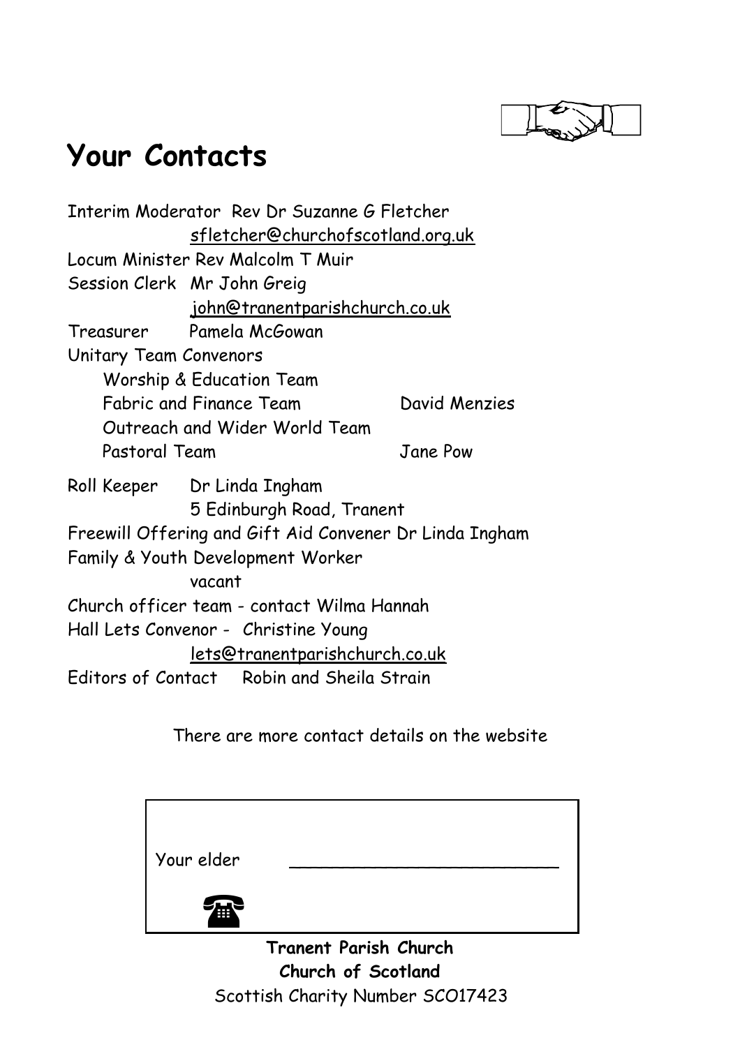# Your Contacts

Interim Moderator Rev Dr Suzanne G Fletcher
sfletcher@churchofscotland.org.uk
Locum Minister Rev Malcolm T Muir
Session Clerk Mr John Greig
john@tranentparishchurch.co.uk
Treasurer Pamela McGowan
Unitary Team Convenors

| | |
|---|---|
| Worship & Education Team | |
| Fabric and Finance Team | David Menzies |
| Outreach and Wider World Team | |
| Pastoral Team | Jane Pow |

Roll Keeper Dr Linda Ingham
5 Edinburgh Road, Tranent
Freewill Offering and Gift Aid Convener Dr Linda Ingham
Family & Youth Development Worker
vacant
Church officer team - contact Wilma Hannah
Hall Lets Convenor - Christine Young
lets@tranentparishchurch.co.uk
Editors of Contact Robin and Sheila Strain

There are more contact details on the website

Your elder ______________________

☎

**Tranent Parish Church**
**Church of Scotland**
Scottish Charity Number SCO17423